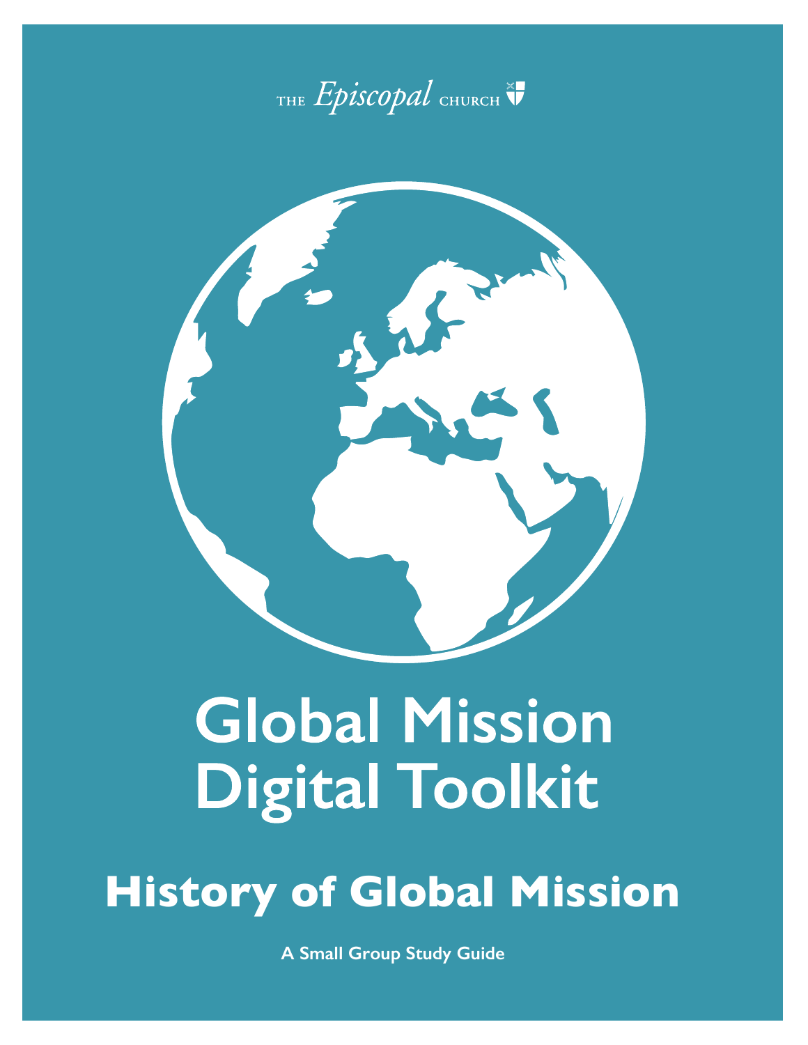THE *Episcopal* CHURCH

# Global Mission Digital Toolkit

## History of Global Mission

**A Small Group Study Guide**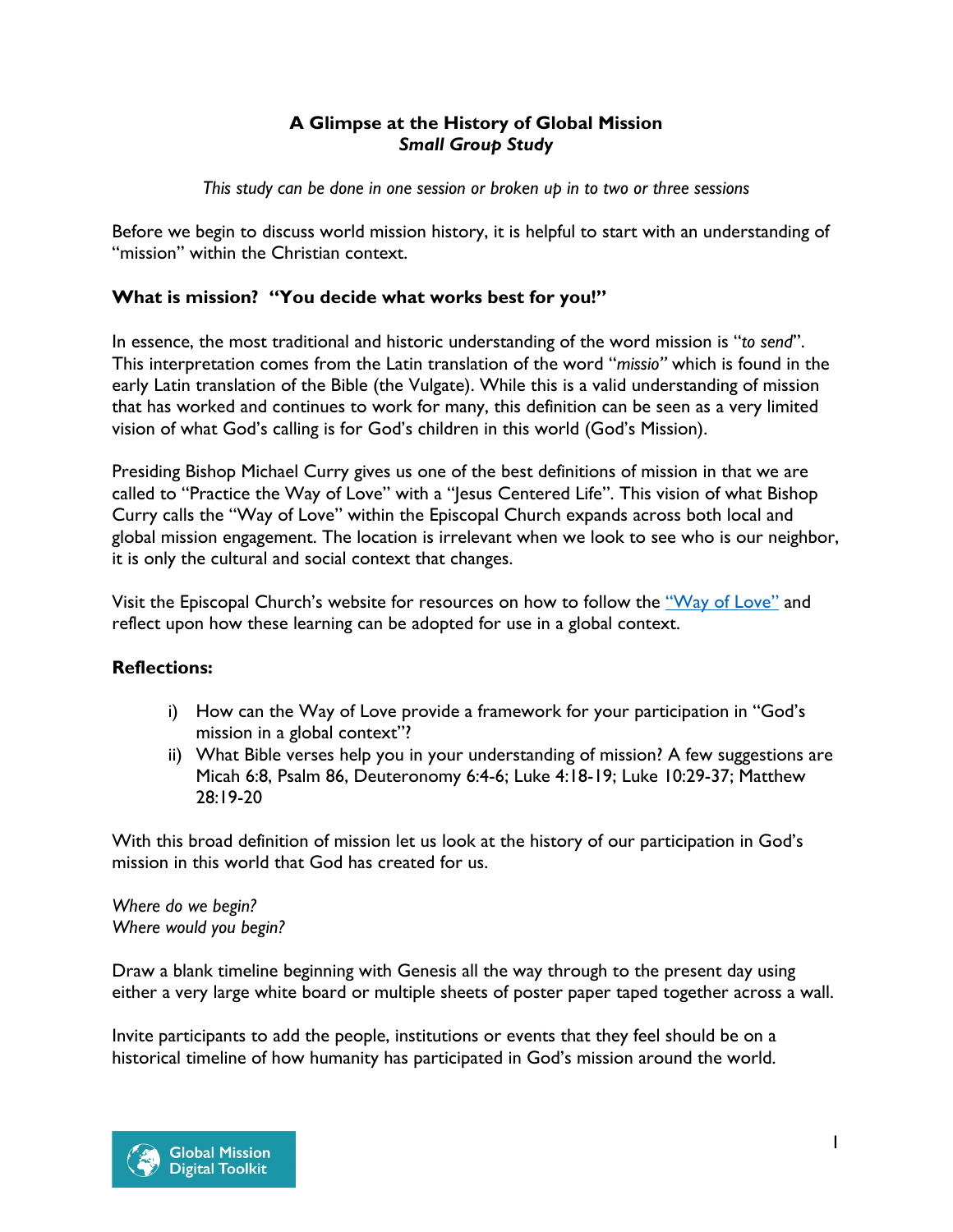**A Glimpse at the History of Global Mission**
***Small Group Study***

*This study can be done in one session or broken up in to two or three sessions*

Before we begin to discuss world mission history, it is helpful to start with an understanding of "mission" within the Christian context.

### What is mission? "You decide what works best for you!"

In essence, the most traditional and historic understanding of the word mission is "*to send*". This interpretation comes from the Latin translation of the word "*missio*" which is found in the early Latin translation of the Bible (the Vulgate). While this is a valid understanding of mission that has worked and continues to work for many, this definition can be seen as a very limited vision of what God's calling is for God's children in this world (God's Mission).

Presiding Bishop Michael Curry gives us one of the best definitions of mission in that we are called to "Practice the Way of Love" with a "Jesus Centered Life". This vision of what Bishop Curry calls the "Way of Love" within the Episcopal Church expands across both local and global mission engagement. The location is irrelevant when we look to see who is our neighbor, it is only the cultural and social context that changes.

Visit the Episcopal Church's website for resources on how to follow the "Way of Love" and reflect upon how these learning can be adopted for use in a global context.

### Reflections:

i) How can the Way of Love provide a framework for your participation in "God's mission in a global context"?

ii) What Bible verses help you in your understanding of mission? A few suggestions are Micah 6:8, Psalm 86, Deuteronomy 6:4-6; Luke 4:18-19; Luke 10:29-37; Matthew 28:19-20

With this broad definition of mission let us look at the history of our participation in God's mission in this world that God has created for us.

*Where do we begin?*
*Where would you begin?*

Draw a blank timeline beginning with Genesis all the way through to the present day using either a very large white board or multiple sheets of poster paper taped together across a wall.

Invite participants to add the people, institutions or events that they feel should be on a historical timeline of how humanity has participated in God's mission around the world.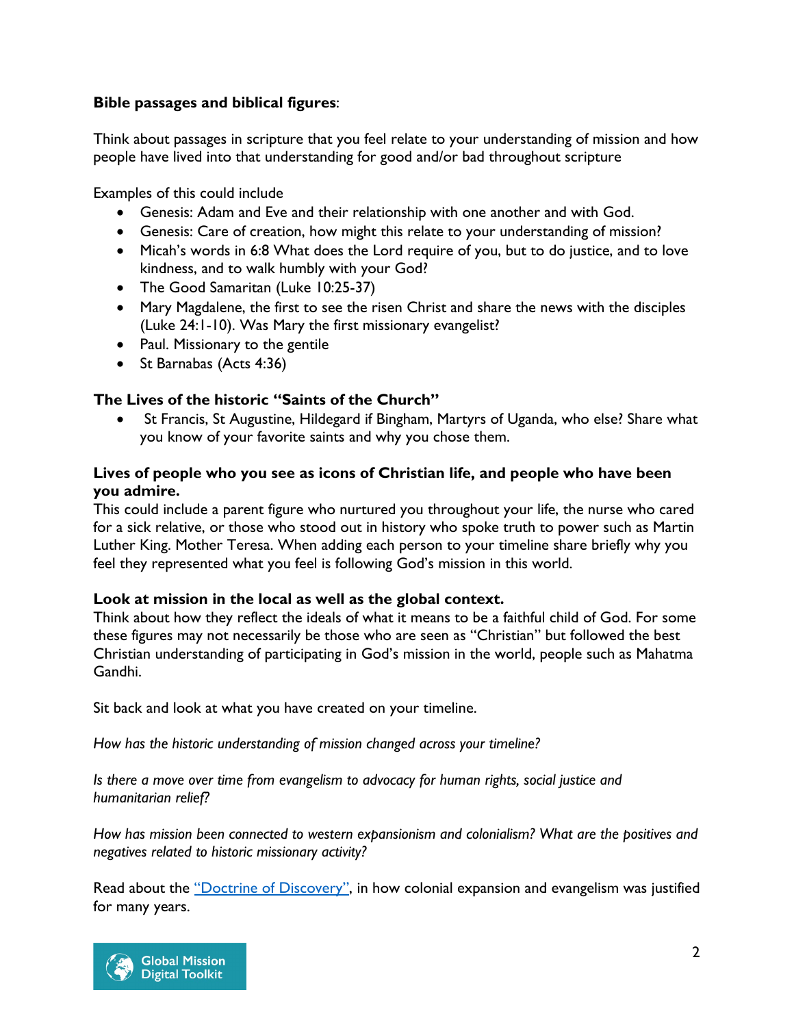**Bible passages and biblical figures**:

Think about passages in scripture that you feel relate to your understanding of mission and how people have lived into that understanding for good and/or bad throughout scripture

Examples of this could include

- Genesis: Adam and Eve and their relationship with one another and with God.
- Genesis: Care of creation, how might this relate to your understanding of mission?
- Micah's words in 6:8 What does the Lord require of you, but to do justice, and to love kindness, and to walk humbly with your God?
- The Good Samaritan (Luke 10:25-37)
- Mary Magdalene, the first to see the risen Christ and share the news with the disciples (Luke 24:1-10). Was Mary the first missionary evangelist?
- Paul. Missionary to the gentile
- St Barnabas (Acts 4:36)

**The Lives of the historic "Saints of the Church"**

- St Francis, St Augustine, Hildegard if Bingham, Martyrs of Uganda, who else? Share what you know of your favorite saints and why you chose them.

**Lives of people who you see as icons of Christian life, and people who have been you admire.**

This could include a parent figure who nurtured you throughout your life, the nurse who cared for a sick relative, or those who stood out in history who spoke truth to power such as Martin Luther King. Mother Teresa. When adding each person to your timeline share briefly why you feel they represented what you feel is following God's mission in this world.

**Look at mission in the local as well as the global context.**

Think about how they reflect the ideals of what it means to be a faithful child of God. For some these figures may not necessarily be those who are seen as "Christian" but followed the best Christian understanding of participating in God's mission in the world, people such as Mahatma Gandhi.

Sit back and look at what you have created on your timeline.

*How has the historic understanding of mission changed across your timeline?*

*Is there a move over time from evangelism to advocacy for human rights, social justice and humanitarian relief?*

*How has mission been connected to western expansionism and colonialism? What are the positives and negatives related to historic missionary activity?*

Read about the "Doctrine of Discovery", in how colonial expansion and evangelism was justified for many years.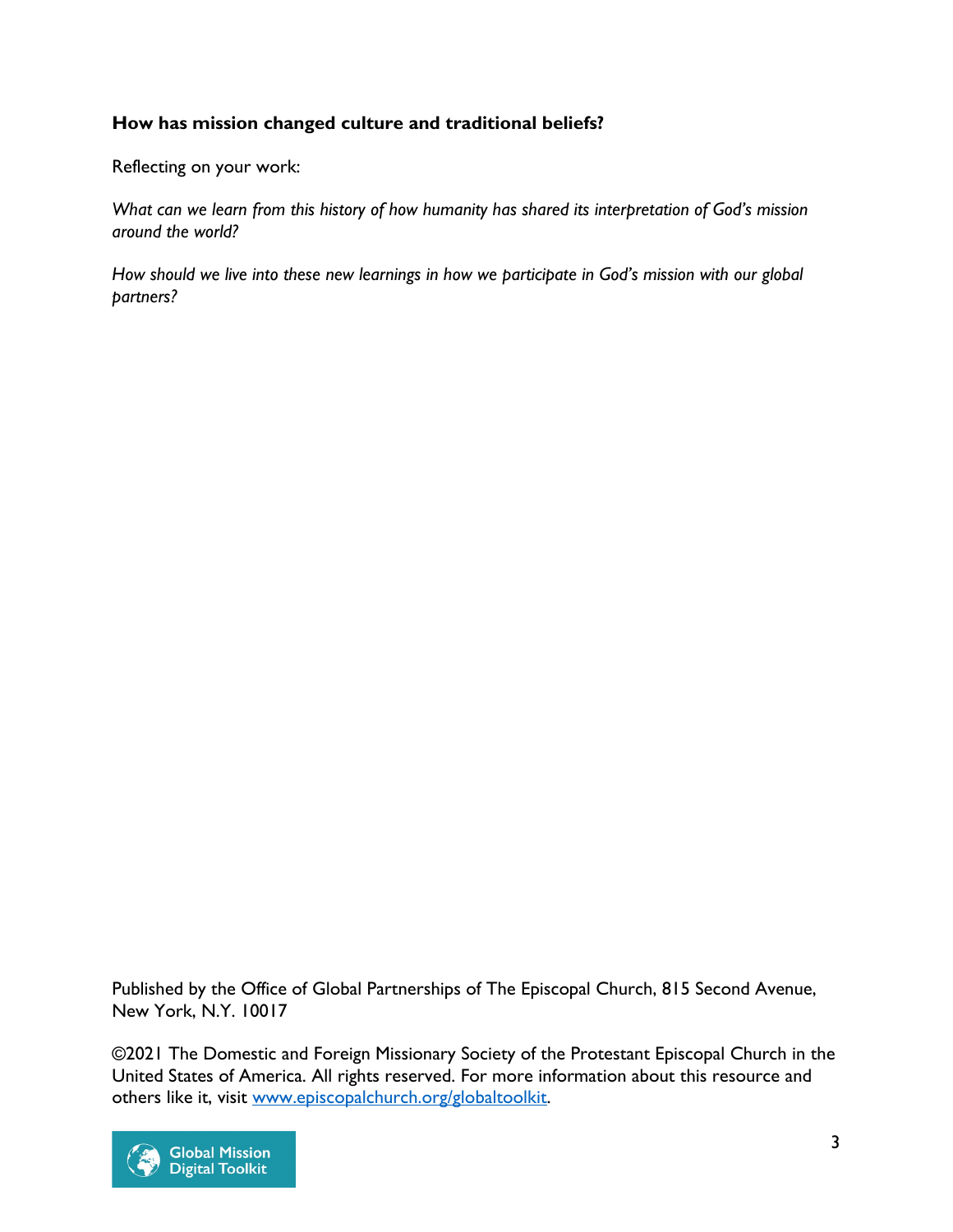**How has mission changed culture and traditional beliefs?**

Reflecting on your work:

*What can we learn from this history of how humanity has shared its interpretation of God's mission around the world?*

*How should we live into these new learnings in how we participate in God's mission with our global partners?*

Published by the Office of Global Partnerships of The Episcopal Church, 815 Second Avenue, New York, N.Y. 10017

©2021 The Domestic and Foreign Missionary Society of the Protestant Episcopal Church in the United States of America. All rights reserved. For more information about this resource and others like it, visit www.episcopalchurch.org/globaltoolkit.

Global Mission Digital Toolkit